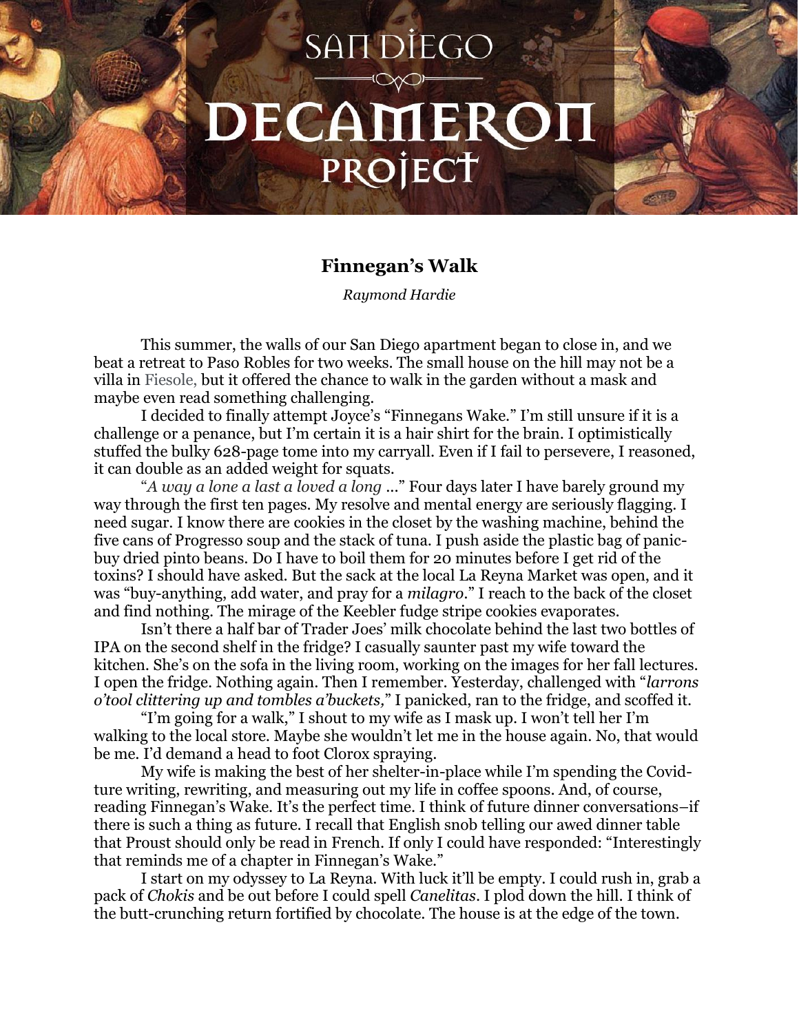# SAN DIEGO DECAMERON PROJECT

## Finnegan's Walk

*Raymond Hardie*

This summer, the walls of our San Diego apartment began to close in, and we beat a retreat to Paso Robles for two weeks. The small house on the hill may not be a villa in Fiesole, but it offered the chance to walk in the garden without a mask and maybe even read something challenging.

I decided to finally attempt Joyce's "Finnegans Wake." I'm still unsure if it is a challenge or a penance, but I'm certain it is a hair shirt for the brain. I optimistically stuffed the bulky 628-page tome into my carryall. Even if I fail to persevere, I reasoned, it can double as an added weight for squats.

"*A way a lone a last a loved a long* ..." Four days later I have barely ground my way through the first ten pages. My resolve and mental energy are seriously flagging. I need sugar. I know there are cookies in the closet by the washing machine, behind the five cans of Progresso soup and the stack of tuna. I push aside the plastic bag of panic-buy dried pinto beans. Do I have to boil them for 20 minutes before I get rid of the toxins? I should have asked. But the sack at the local La Reyna Market was open, and it was "buy-anything, add water, and pray for a *milagro*." I reach to the back of the closet and find nothing. The mirage of the Keebler fudge stripe cookies evaporates.

Isn't there a half bar of Trader Joes' milk chocolate behind the last two bottles of IPA on the second shelf in the fridge? I casually saunter past my wife toward the kitchen. She's on the sofa in the living room, working on the images for her fall lectures. I open the fridge. Nothing again. Then I remember. Yesterday, challenged with "*larrons o'tool clittering up and tombles a'buckets,*" I panicked, ran to the fridge, and scoffed it.

"I'm going for a walk," I shout to my wife as I mask up. I won't tell her I'm walking to the local store. Maybe she wouldn't let me in the house again. No, that would be me. I'd demand a head to foot Clorox spraying.

My wife is making the best of her shelter-in-place while I'm spending the Covid-ture writing, rewriting, and measuring out my life in coffee spoons. And, of course, reading Finnegan's Wake. It's the perfect time. I think of future dinner conversations–if there is such a thing as future. I recall that English snob telling our awed dinner table that Proust should only be read in French. If only I could have responded: "Interestingly that reminds me of a chapter in Finnegan's Wake."

I start on my odyssey to La Reyna. With luck it'll be empty. I could rush in, grab a pack of *Chokis* and be out before I could spell *Canelitas*. I plod down the hill. I think of the butt-crunching return fortified by chocolate. The house is at the edge of the town.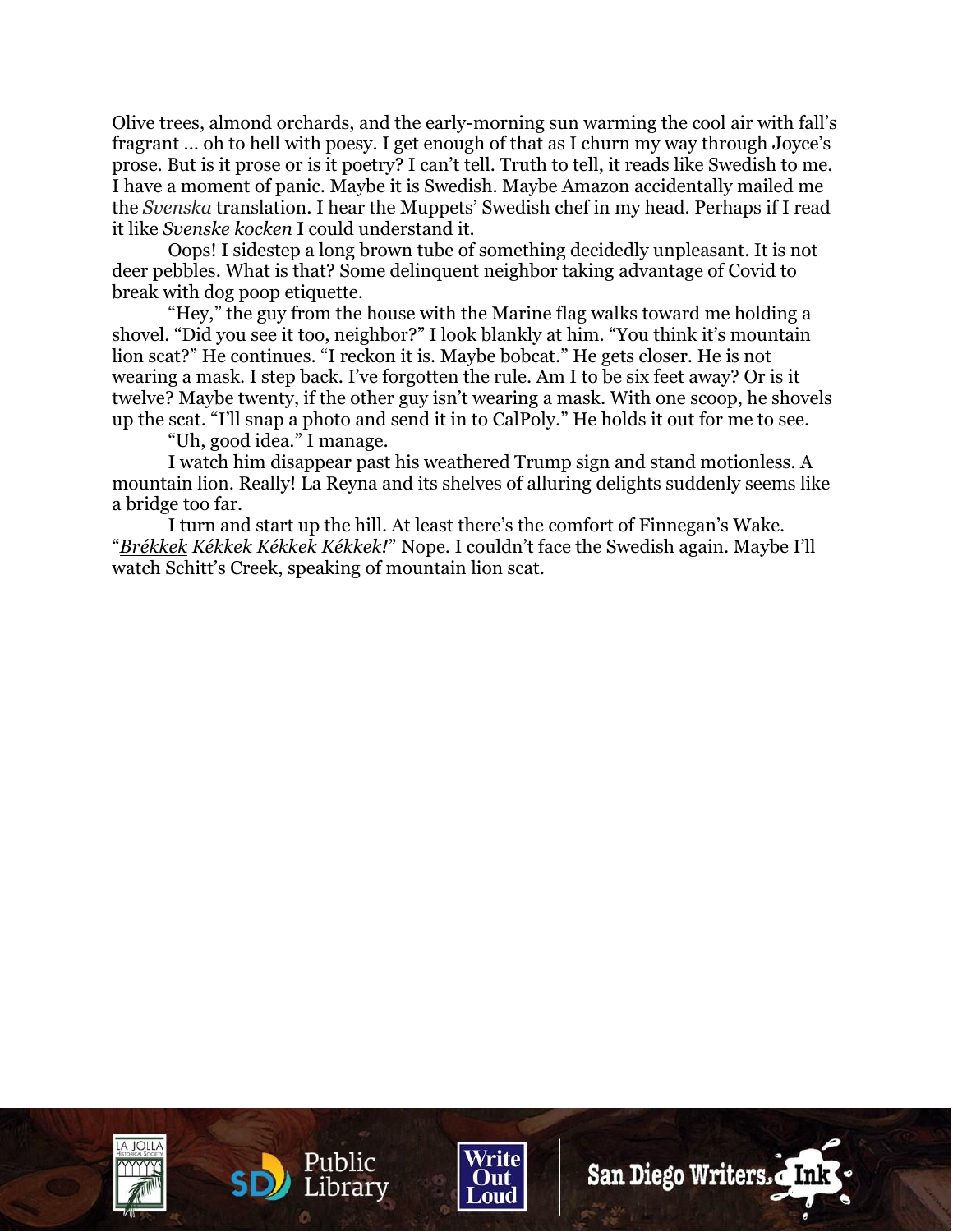Olive trees, almond orchards, and the early-morning sun warming the cool air with fall's fragrant … oh to hell with poesy. I get enough of that as I churn my way through Joyce's prose. But is it prose or is it poetry? I can't tell. Truth to tell, it reads like Swedish to me. I have a moment of panic. Maybe it is Swedish. Maybe Amazon accidentally mailed me the *Svenska* translation. I hear the Muppets' Swedish chef in my head. Perhaps if I read it like *Svenske kocken* I could understand it.

Oops! I sidestep a long brown tube of something decidedly unpleasant. It is not deer pebbles. What is that? Some delinquent neighbor taking advantage of Covid to break with dog poop etiquette.

"Hey," the guy from the house with the Marine flag walks toward me holding a shovel. "Did you see it too, neighbor?" I look blankly at him. "You think it's mountain lion scat?" He continues. "I reckon it is. Maybe bobcat." He gets closer. He is not wearing a mask. I step back. I've forgotten the rule. Am I to be six feet away? Or is it twelve? Maybe twenty, if the other guy isn't wearing a mask. With one scoop, he shovels up the scat. "I'll snap a photo and send it in to CalPoly." He holds it out for me to see.

"Uh, good idea." I manage.

I watch him disappear past his weathered Trump sign and stand motionless. A mountain lion. Really! La Reyna and its shelves of alluring delights suddenly seems like a bridge too far.

I turn and start up the hill. At least there's the comfort of Finnegan's Wake. "*Brékkek Kékkek Kékkek Kékkek!*" Nope. I couldn't face the Swedish again. Maybe I'll watch Schitt's Creek, speaking of mountain lion scat.